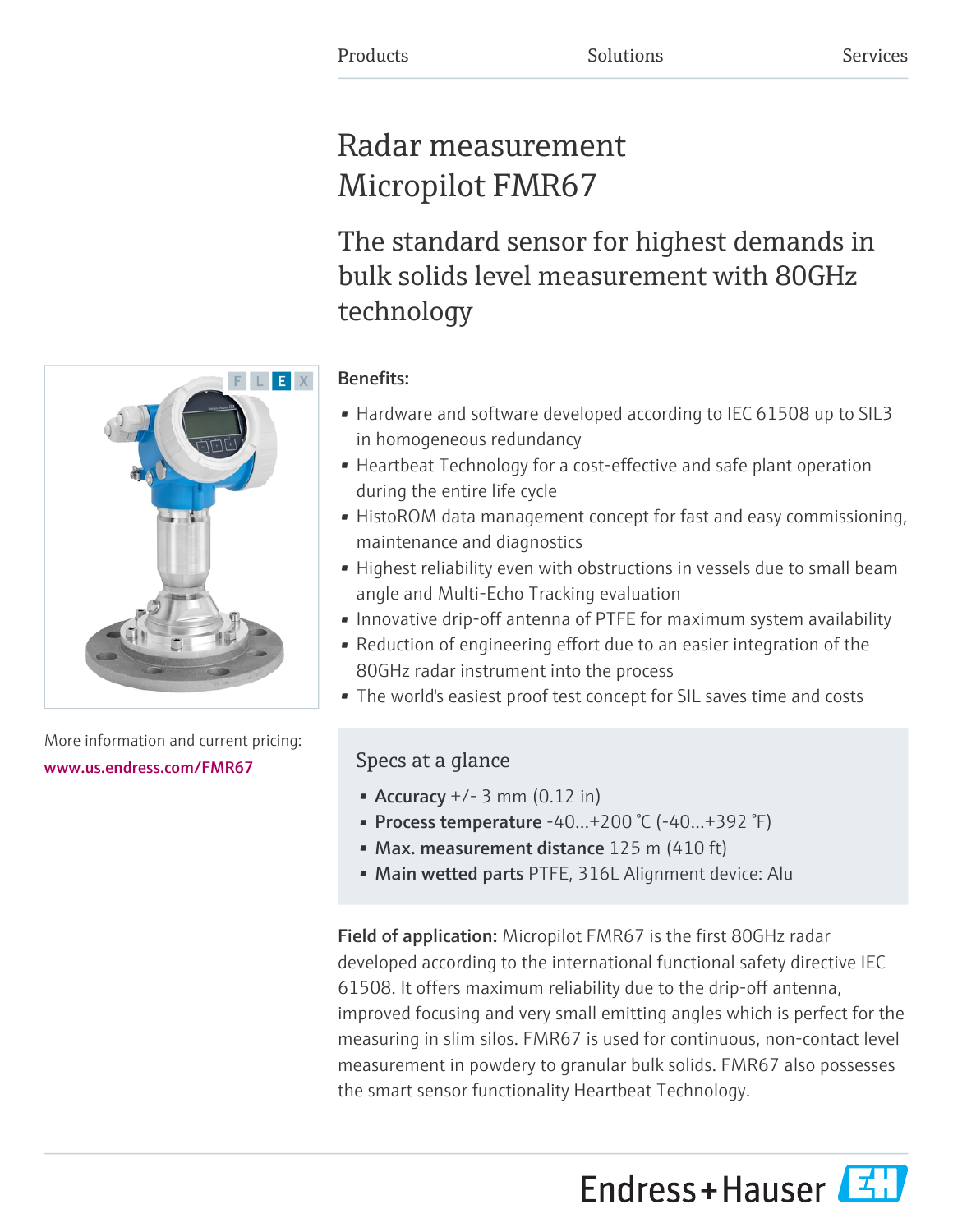Products Solutions Services

# Radar measurement Micropilot FMR67

## The standard sensor for highest demands in bulk solids level measurement with 80GHz technology

More information and current pricing:
www.us.endress.com/FMR67

**Benefits:**

- Hardware and software developed according to IEC 61508 up to SIL3 in homogeneous redundancy
- Heartbeat Technology for a cost-effective and safe plant operation during the entire life cycle
- HistoROM data management concept for fast and easy commissioning, maintenance and diagnostics
- Highest reliability even with obstructions in vessels due to small beam angle and Multi-Echo Tracking evaluation
- Innovative drip-off antenna of PTFE for maximum system availability
- Reduction of engineering effort due to an easier integration of the 80GHz radar instrument into the process
- The world's easiest proof test concept for SIL saves time and costs

### Specs at a glance

- **Accuracy** +/- 3 mm (0.12 in)
- **Process temperature** -40...+200 °C (-40...+392 °F)
- **Max. measurement distance** 125 m (410 ft)
- **Main wetted parts** PTFE, 316L Alignment device: Alu

**Field of application:** Micropilot FMR67 is the first 80GHz radar developed according to the international functional safety directive IEC 61508. It offers maximum reliability due to the drip-off antenna, improved focusing and very small emitting angles which is perfect for the measuring in slim silos. FMR67 is used for continuous, non-contact level measurement in powdery to granular bulk solids. FMR67 also possesses the smart sensor functionality Heartbeat Technology.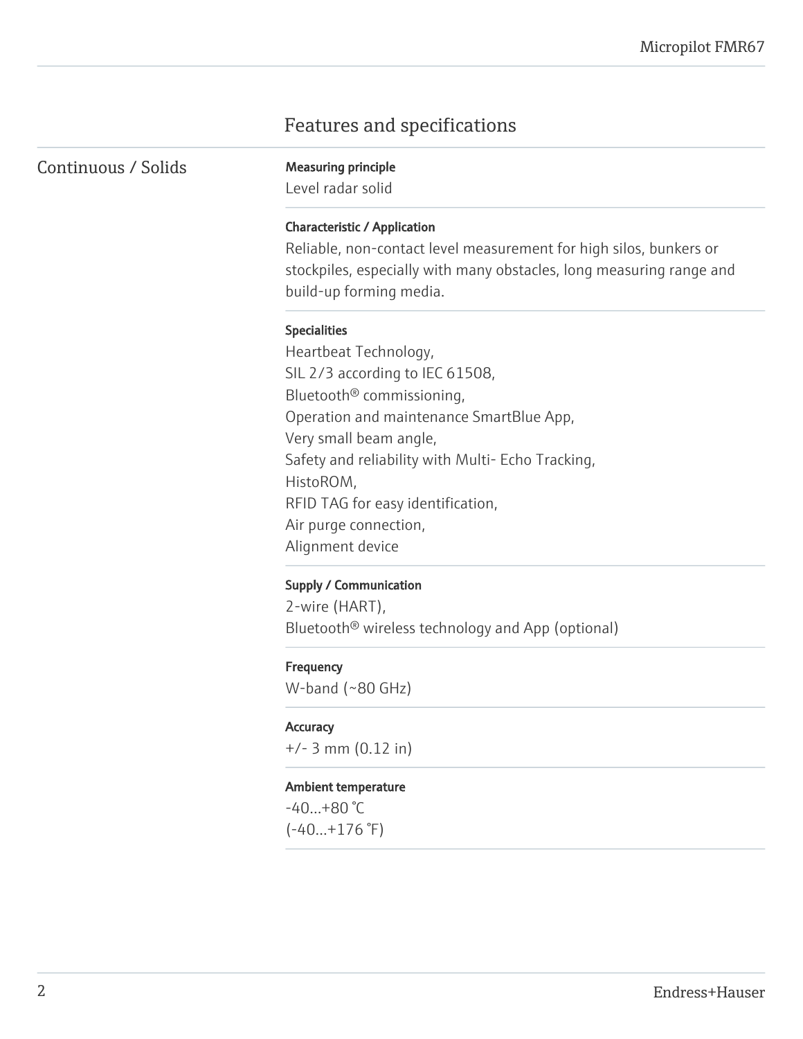# Features and specifications

## Continuous / Solids

**Measuring principle**

Level radar solid

**Characteristic / Application**

Reliable, non-contact level measurement for high silos, bunkers or stockpiles, especially with many obstacles, long measuring range and build-up forming media.

**Specialities**

Heartbeat Technology,
SIL 2/3 according to IEC 61508,
Bluetooth® commissioning,
Operation and maintenance SmartBlue App,
Very small beam angle,
Safety and reliability with Multi- Echo Tracking,
HistoROM,
RFID TAG for easy identification,
Air purge connection,
Alignment device

**Supply / Communication**

2-wire (HART),
Bluetooth® wireless technology and App (optional)

**Frequency**

W-band (~80 GHz)

**Accuracy**

+/- 3 mm (0.12 in)

**Ambient temperature**

-40...+80 °C
(-40...+176 °F)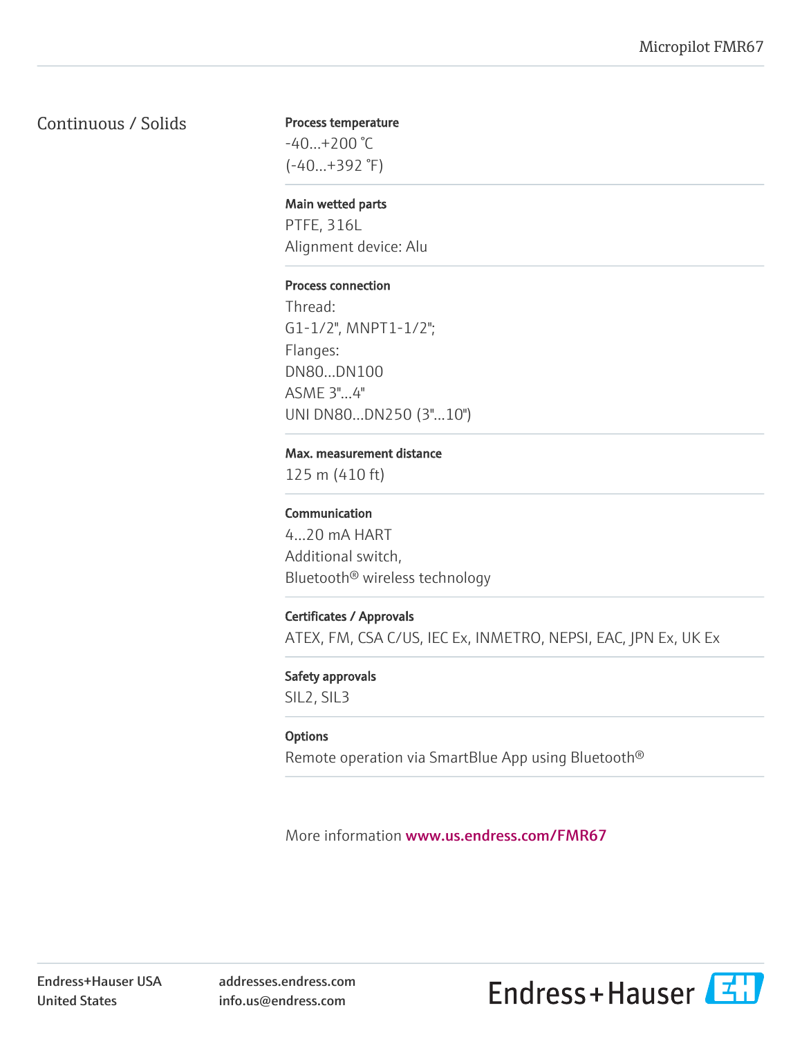## Continuous / Solids

**Process temperature**

-40...+200 °C
(-40...+392 °F)

**Main wetted parts**

PTFE, 316L
Alignment device: Alu

**Process connection**

Thread:
G1-1/2", MNPT1-1/2";
Flanges:
DN80...DN100
ASME 3"...4"
UNI DN80...DN250 (3"...10")

**Max. measurement distance**

125 m (410 ft)

**Communication**

4...20 mA HART
Additional switch,
Bluetooth® wireless technology

**Certificates / Approvals**

ATEX, FM, CSA C/US, IEC Ex, INMETRO, NEPSI, EAC, JPN Ex, UK Ex

**Safety approvals**

SIL2, SIL3

**Options**

Remote operation via SmartBlue App using Bluetooth®

More information **www.us.endress.com/FMR67**

Endress+Hauser USA
United States

addresses.endress.com
info.us@endress.com